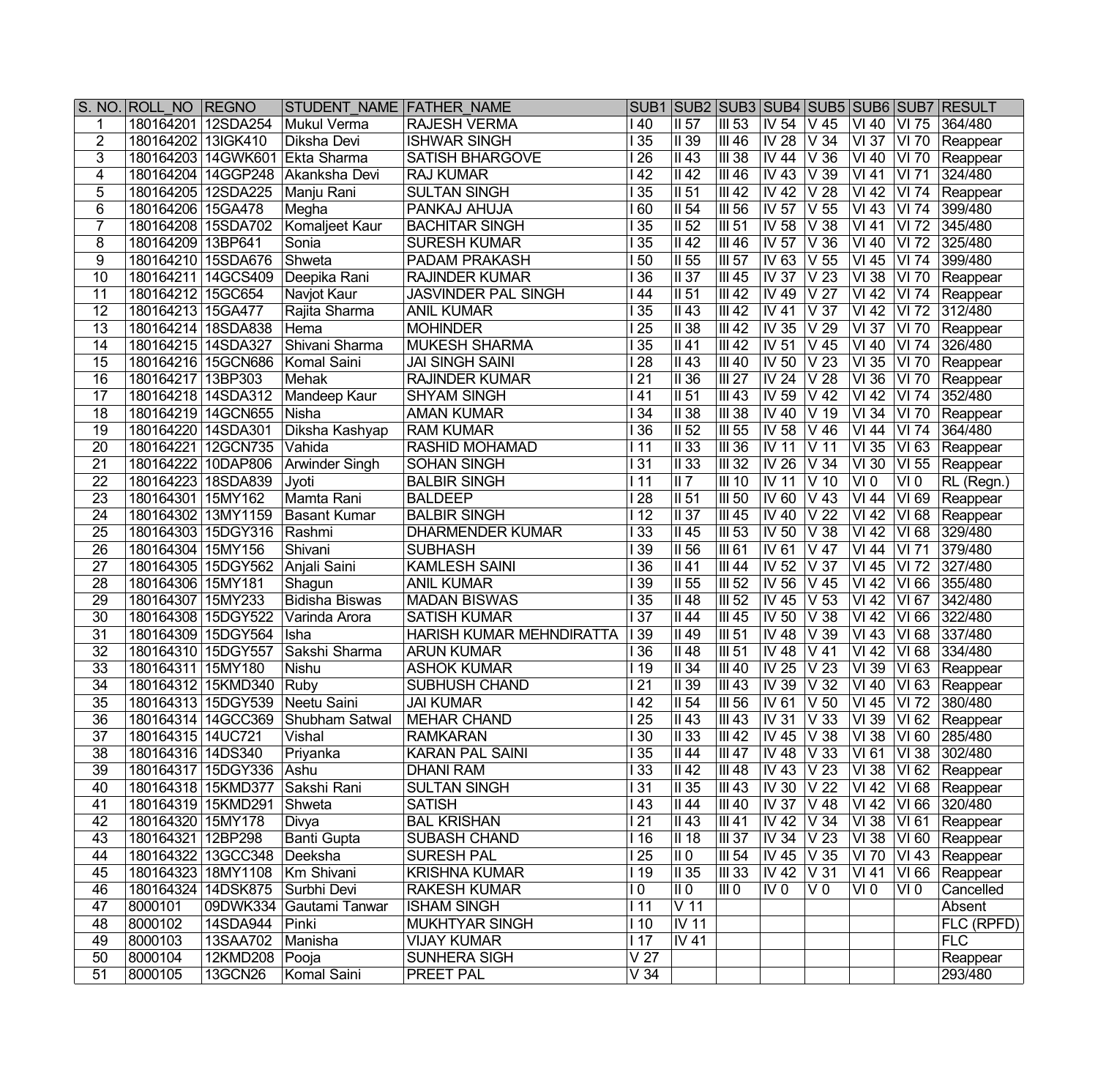| S. NO. | ROLL_NO | REGNO | STUDENT_NAME | FATHER_NAME | SUB1 | SUB2 | SUB3 | SUB4 | SUB5 | SUB6 | SUB7 | RESULT |
|---|---|---|---|---|---|---|---|---|---|---|---|---|
| 1 | 180164201 | 12SDA254 | Mukul Verma | RAJESH VERMA | I 40 | II 57 | III 53 | IV 54 | V 45 | VI 40 | VI 75 | 364/480 |
| 2 | 180164202 | 13IGK410 | Diksha Devi | ISHWAR SINGH | I 35 | II 39 | III 46 | IV 28 | V 34 | VI 37 | VI 70 | Reappear |
| 3 | 180164203 | 14GWK601 | Ekta Sharma | SATISH BHARGOVE | I 26 | II 43 | III 38 | IV 44 | V 36 | VI 40 | VI 70 | Reappear |
| 4 | 180164204 | 14GGP248 | Akanksha Devi | RAJ KUMAR | I 42 | II 42 | III 46 | IV 43 | V 39 | VI 41 | VI 71 | 324/480 |
| 5 | 180164205 | 12SDA225 | Manju Rani | SULTAN SINGH | I 35 | II 51 | III 42 | IV 42 | V 28 | VI 42 | VI 74 | Reappear |
| 6 | 180164206 | 15GA478 | Megha | PANKAJ AHUJA | I 60 | II 54 | III 56 | IV 57 | V 55 | VI 43 | VI 74 | 399/480 |
| 7 | 180164208 | 15SDA702 | Komaljeet Kaur | BACHITAR SINGH | I 35 | II 52 | III 51 | IV 58 | V 38 | VI 41 | VI 72 | 345/480 |
| 8 | 180164209 | 13BP641 | Sonia | SURESH KUMAR | I 35 | II 42 | III 46 | IV 57 | V 36 | VI 40 | VI 72 | 325/480 |
| 9 | 180164210 | 15SDA676 | Shweta | PADAM PRAKASH | I 50 | II 55 | III 57 | IV 63 | V 55 | VI 45 | VI 74 | 399/480 |
| 10 | 180164211 | 14GCS409 | Deepika Rani | RAJINDER KUMAR | I 36 | II 37 | III 45 | IV 37 | V 23 | VI 38 | VI 70 | Reappear |
| 11 | 180164212 | 15GC654 | Navjot Kaur | JASVINDER PAL SINGH | I 44 | II 51 | III 42 | IV 49 | V 27 | VI 42 | VI 74 | Reappear |
| 12 | 180164213 | 15GA477 | Rajita Sharma | ANIL KUMAR | I 35 | II 43 | III 42 | IV 41 | V 37 | VI 42 | VI 72 | 312/480 |
| 13 | 180164214 | 18SDA838 | Hema | MOHINDER | I 25 | II 38 | III 42 | IV 35 | V 29 | VI 37 | VI 70 | Reappear |
| 14 | 180164215 | 14SDA327 | Shivani Sharma | MUKESH SHARMA | I 35 | II 41 | III 42 | IV 51 | V 45 | VI 40 | VI 74 | 326/480 |
| 15 | 180164216 | 15GCN686 | Komal Saini | JAI SINGH SAINI | I 28 | II 43 | III 40 | IV 50 | V 23 | VI 35 | VI 70 | Reappear |
| 16 | 180164217 | 13BP303 | Mehak | RAJINDER KUMAR | I 21 | II 36 | III 27 | IV 24 | V 28 | VI 36 | VI 70 | Reappear |
| 17 | 180164218 | 14SDA312 | Mandeep Kaur | SHYAM SINGH | I 41 | II 51 | III 43 | IV 59 | V 42 | VI 42 | VI 74 | 352/480 |
| 18 | 180164219 | 14GCN655 | Nisha | AMAN KUMAR | I 34 | II 38 | III 38 | IV 40 | V 19 | VI 34 | VI 70 | Reappear |
| 19 | 180164220 | 14SDA301 | Diksha Kashyap | RAM KUMAR | I 36 | II 52 | III 55 | IV 58 | V 46 | VI 44 | VI 74 | 364/480 |
| 20 | 180164221 | 12GCN735 | Vahida | RASHID MOHAMAD | I 11 | II 33 | III 36 | IV 11 | V 11 | VI 35 | VI 63 | Reappear |
| 21 | 180164222 | 10DAP806 | Arwinder Singh | SOHAN SINGH | I 31 | II 33 | III 32 | IV 26 | V 34 | VI 30 | VI 55 | Reappear |
| 22 | 180164223 | 18SDA839 | Jyoti | BALBIR SINGH | I 11 | II 7 | III 10 | IV 11 | V 10 | VI 0 | VI 0 | RL (Regn.) |
| 23 | 180164301 | 15MY162 | Mamta Rani | BALDEEP | I 28 | II 51 | III 50 | IV 60 | V 43 | VI 44 | VI 69 | Reappear |
| 24 | 180164302 | 13MY1159 | Basant Kumar | BALBIR SINGH | I 12 | II 37 | III 45 | IV 40 | V 22 | VI 42 | VI 68 | Reappear |
| 25 | 180164303 | 15DGY316 | Rashmi | DHARMENDER KUMAR | I 33 | II 45 | III 53 | IV 50 | V 38 | VI 42 | VI 68 | 329/480 |
| 26 | 180164304 | 15MY156 | Shivani | SUBHASH | I 39 | II 56 | III 61 | IV 61 | V 47 | VI 44 | VI 71 | 379/480 |
| 27 | 180164305 | 15DGY562 | Anjali Saini | KAMLESH SAINI | I 36 | II 41 | III 44 | IV 52 | V 37 | VI 45 | VI 72 | 327/480 |
| 28 | 180164306 | 15MY181 | Shagun | ANIL KUMAR | I 39 | II 55 | III 52 | IV 56 | V 45 | VI 42 | VI 66 | 355/480 |
| 29 | 180164307 | 15MY233 | Bidisha Biswas | MADAN BISWAS | I 35 | II 48 | III 52 | IV 45 | V 53 | VI 42 | VI 67 | 342/480 |
| 30 | 180164308 | 15DGY522 | Varinda Arora | SATISH KUMAR | I 37 | II 44 | III 45 | IV 50 | V 38 | VI 42 | VI 66 | 322/480 |
| 31 | 180164309 | 15DGY564 | Isha | HARISH KUMAR MEHNDIRATTA | I 39 | II 49 | III 51 | IV 48 | V 39 | VI 43 | VI 68 | 337/480 |
| 32 | 180164310 | 15DGY557 | Sakshi Sharma | ARUN KUMAR | I 36 | II 48 | III 51 | IV 48 | V 41 | VI 42 | VI 68 | 334/480 |
| 33 | 180164311 | 15MY180 | Nishu | ASHOK KUMAR | I 19 | II 34 | III 40 | IV 25 | V 23 | VI 39 | VI 63 | Reappear |
| 34 | 180164312 | 15KMD340 | Ruby | SUBHUSH CHAND | I 21 | II 39 | III 43 | IV 39 | V 32 | VI 40 | VI 63 | Reappear |
| 35 | 180164313 | 15DGY539 | Neetu Saini | JAI KUMAR | I 42 | II 54 | III 56 | IV 61 | V 50 | VI 45 | VI 72 | 380/480 |
| 36 | 180164314 | 14GCC369 | Shubham Satwal | MEHAR CHAND | I 25 | II 43 | III 43 | IV 31 | V 33 | VI 39 | VI 62 | Reappear |
| 37 | 180164315 | 14UC721 | Vishal | RAMKARAN | I 30 | II 33 | III 42 | IV 45 | V 38 | VI 38 | VI 60 | 285/480 |
| 38 | 180164316 | 14DS340 | Priyanka | KARAN PAL SAINI | I 35 | II 44 | III 47 | IV 48 | V 33 | VI 61 | VI 38 | 302/480 |
| 39 | 180164317 | 15DGY336 | Ashu | DHANI RAM | I 33 | II 42 | III 48 | IV 43 | V 23 | VI 38 | VI 62 | Reappear |
| 40 | 180164318 | 15KMD377 | Sakshi Rani | SULTAN SINGH | I 31 | II 35 | III 43 | IV 30 | V 22 | VI 42 | VI 68 | Reappear |
| 41 | 180164319 | 15KMD291 | Shweta | SATISH | I 43 | II 44 | III 40 | IV 37 | V 48 | VI 42 | VI 66 | 320/480 |
| 42 | 180164320 | 15MY178 | Divya | BAL KRISHAN | I 21 | II 43 | III 41 | IV 42 | V 34 | VI 38 | VI 61 | Reappear |
| 43 | 180164321 | 12BP298 | Banti Gupta | SUBASH CHAND | I 16 | II 18 | III 37 | IV 34 | V 23 | VI 38 | VI 60 | Reappear |
| 44 | 180164322 | 13GCC348 | Deeksha | SURESH PAL | I 25 | II 0 | III 54 | IV 45 | V 35 | VI 70 | VI 43 | Reappear |
| 45 | 180164323 | 18MY1108 | Km Shivani | KRISHNA KUMAR | I 19 | II 35 | III 33 | IV 42 | V 31 | VI 41 | VI 66 | Reappear |
| 46 | 180164324 | 14DSK875 | Surbhi Devi | RAKESH KUMAR | I 0 | II 0 | III 0 | IV 0 | V 0 | VI 0 | VI 0 | Cancelled |
| 47 | 8000101 | 09DWK334 | Gautami Tanwar | ISHAM SINGH | I 11 | V 11 | | | | | | Absent |
| 48 | 8000102 | 14SDA944 | Pinki | MUKHTYAR SINGH | I 10 | IV 11 | | | | | | FLC (RPFD) |
| 49 | 8000103 | 13SAA702 | Manisha | VIJAY KUMAR | I 17 | IV 41 | | | | | | FLC |
| 50 | 8000104 | 12KMD208 | Pooja | SUNHERA SIGH | V 27 | | | | | | | Reappear |
| 51 | 8000105 | 13GCN26 | Komal Saini | PREET PAL | V 34 | | | | | | | 293/480 |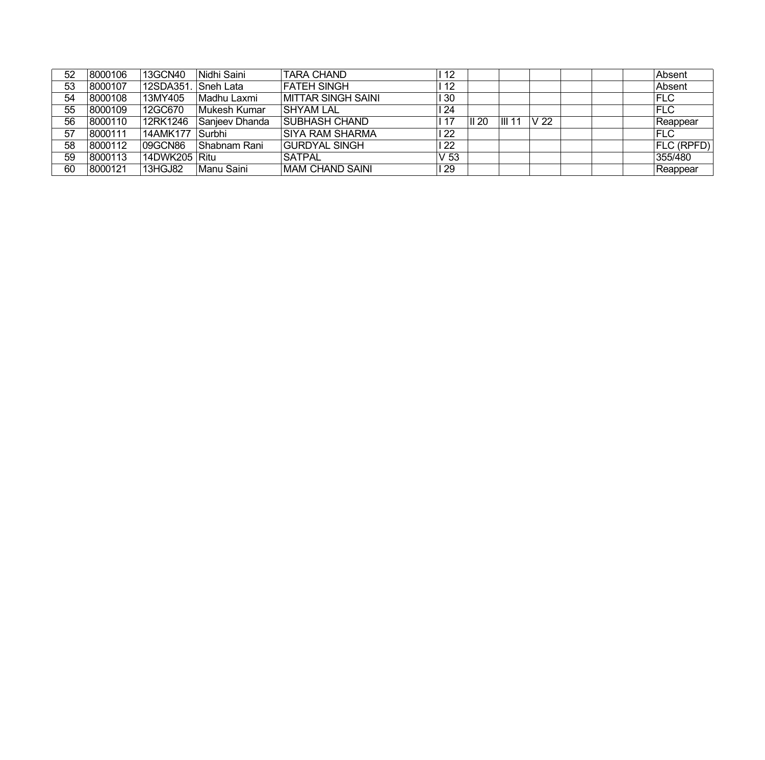| | | | | | | | | | | | | |
|---|---|---|---|---|---|---|---|---|---|---|---|---|
| 52 | 8000106 | 13GCN40 | Nidhi Saini | TARA CHAND | I 12 | | | | | | | Absent |
| 53 | 8000107 | 12SDA351. | Sneh Lata | FATEH SINGH | I 12 | | | | | | | Absent |
| 54 | 8000108 | 13MY405 | Madhu Laxmi | MITTAR SINGH SAINI | I 30 | | | | | | | FLC |
| 55 | 8000109 | 12GC670 | Mukesh Kumar | SHYAM LAL | I 24 | | | | | | | FLC |
| 56 | 8000110 | 12RK1246 | Sanjeev Dhanda | SUBHASH CHAND | I 17 | II 20 | III 11 | V 22 | | | | Reappear |
| 57 | 8000111 | 14AMK177 | Surbhi | SIYA RAM SHARMA | I 22 | | | | | | | FLC |
| 58 | 8000112 | 09GCN86 | Shabnam Rani | GURDYAL SINGH | I 22 | | | | | | | FLC (RPFD) |
| 59 | 8000113 | 14DWK205 | Ritu | SATPAL | V 53 | | | | | | | 355/480 |
| 60 | 8000121 | 13HGJ82 | Manu Saini | MAM CHAND SAINI | I 29 | | | | | | | Reappear |